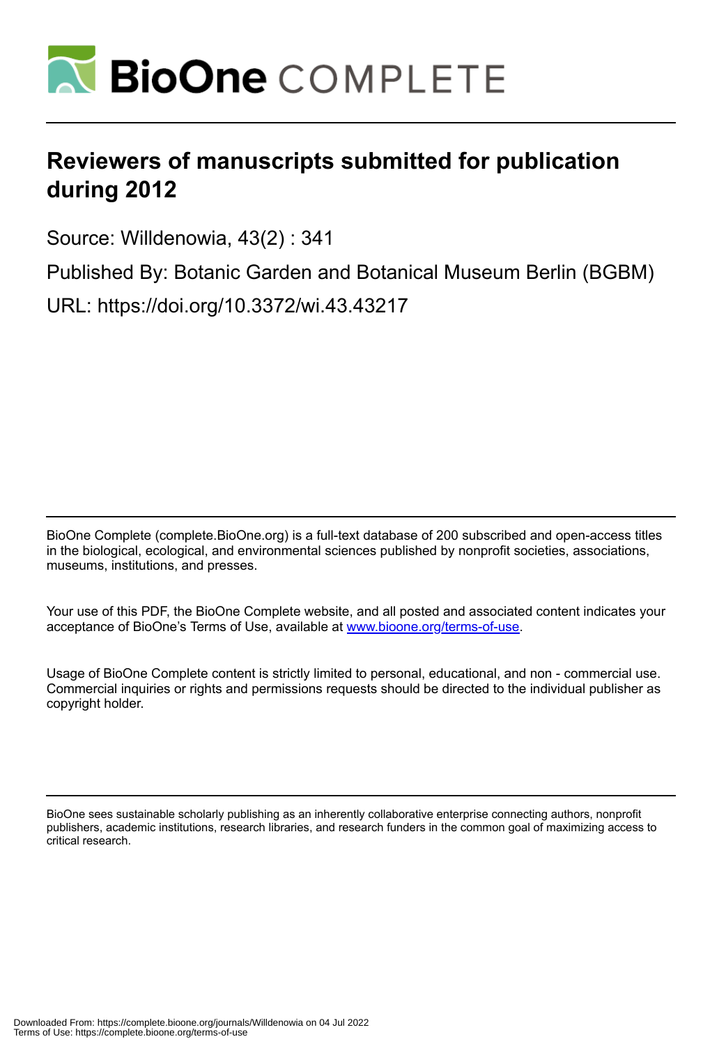# Reviewers of manuscripts submitted for publication during 2012

Source: Willdenowia, 43(2) : 341

Published By: Botanic Garden and Botanical Museum Berlin (BGBM)

URL: https://doi.org/10.3372/wi.43.43217

BioOne Complete (complete.BioOne.org) is a full-text database of 200 subscribed and open-access titles in the biological, ecological, and environmental sciences published by nonprofit societies, associations, museums, institutions, and presses.

Your use of this PDF, the BioOne Complete website, and all posted and associated content indicates your acceptance of BioOne's Terms of Use, available at www.bioone.org/terms-of-use.

Usage of BioOne Complete content is strictly limited to personal, educational, and non - commercial use. Commercial inquiries or rights and permissions requests should be directed to the individual publisher as copyright holder.

BioOne sees sustainable scholarly publishing as an inherently collaborative enterprise connecting authors, nonprofit publishers, academic institutions, research libraries, and research funders in the common goal of maximizing access to critical research.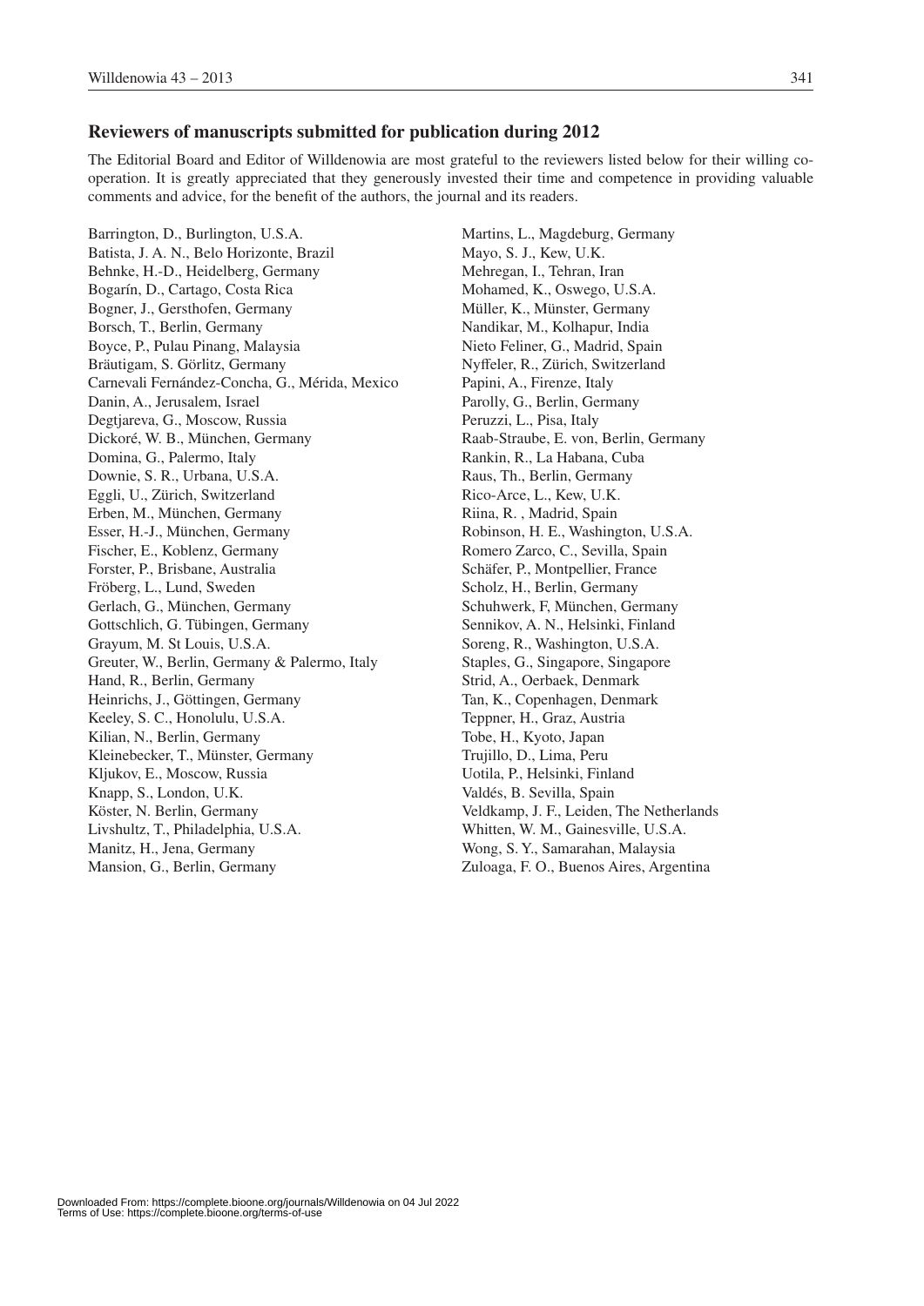## Reviewers of manuscripts submitted for publication during 2012

The Editorial Board and Editor of Willdenowia are most grateful to the reviewers listed below for their willing co-operation. It is greatly appreciated that they generously invested their time and competence in providing valuable comments and advice, for the benefit of the authors, the journal and its readers.

Barrington, D., Burlington, U.S.A.
Batista, J. A. N., Belo Horizonte, Brazil
Behnke, H.-D., Heidelberg, Germany
Bogarín, D., Cartago, Costa Rica
Bogner, J., Gersthofen, Germany
Borsch, T., Berlin, Germany
Boyce, P., Pulau Pinang, Malaysia
Bräutigam, S. Görlitz, Germany
Carnevali Fernández-Concha, G., Mérida, Mexico
Danin, A., Jerusalem, Israel
Degtjareva, G., Moscow, Russia
Dickoré, W. B., München, Germany
Domina, G., Palermo, Italy
Downie, S. R., Urbana, U.S.A.
Eggli, U., Zürich, Switzerland
Erben, M., München, Germany
Esser, H.-J., München, Germany
Fischer, E., Koblenz, Germany
Forster, P., Brisbane, Australia
Fröberg, L., Lund, Sweden
Gerlach, G., München, Germany
Gottschlich, G. Tübingen, Germany
Grayum, M. St Louis, U.S.A.
Greuter, W., Berlin, Germany & Palermo, Italy
Hand, R., Berlin, Germany
Heinrichs, J., Göttingen, Germany
Keeley, S. C., Honolulu, U.S.A.
Kilian, N., Berlin, Germany
Kleinebecker, T., Münster, Germany
Kljukov, E., Moscow, Russia
Knapp, S., London, U.K.
Köster, N. Berlin, Germany
Livshultz, T., Philadelphia, U.S.A.
Manitz, H., Jena, Germany
Mansion, G., Berlin, Germany
Martins, L., Magdeburg, Germany
Mayo, S. J., Kew, U.K.
Mehregan, I., Tehran, Iran
Mohamed, K., Oswego, U.S.A.
Müller, K., Münster, Germany
Nandikar, M., Kolhapur, India
Nieto Feliner, G., Madrid, Spain
Nyffeler, R., Zürich, Switzerland
Papini, A., Firenze, Italy
Parolly, G., Berlin, Germany
Peruzzi, L., Pisa, Italy
Raab-Straube, E. von, Berlin, Germany
Rankin, R., La Habana, Cuba
Raus, Th., Berlin, Germany
Rico-Arce, L., Kew, U.K.
Riina, R. , Madrid, Spain
Robinson, H. E., Washington, U.S.A.
Romero Zarco, C., Sevilla, Spain
Schäfer, P., Montpellier, France
Scholz, H., Berlin, Germany
Schuhwerk, F, München, Germany
Sennikov, A. N., Helsinki, Finland
Soreng, R., Washington, U.S.A.
Staples, G., Singapore, Singapore
Strid, A., Oerbaek, Denmark
Tan, K., Copenhagen, Denmark
Teppner, H., Graz, Austria
Tobe, H., Kyoto, Japan
Trujillo, D., Lima, Peru
Uotila, P., Helsinki, Finland
Valdés, B. Sevilla, Spain
Veldkamp, J. F., Leiden, The Netherlands
Whitten, W. M., Gainesville, U.S.A.
Wong, S. Y., Samarahan, Malaysia
Zuloaga, F. O., Buenos Aires, Argentina